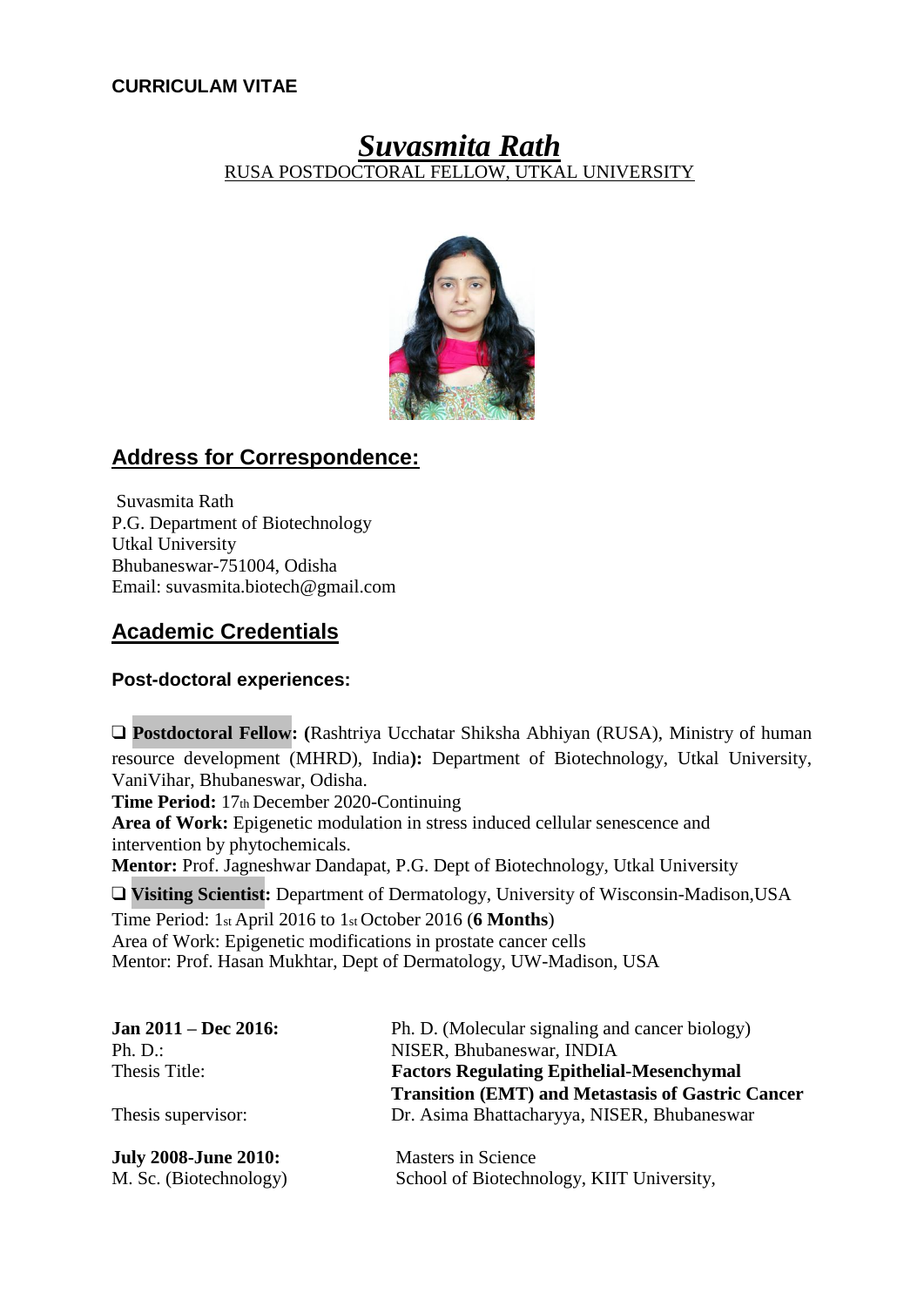**CURRICULAM VITAE**

# *Suvasmita Rath*

RUSA POSTDOCTORAL FELLOW, UTKAL UNIVERSITY

## Address for Correspondence:

Suvasmita Rath
P.G. Department of Biotechnology
Utkal University
Bhubaneswar-751004, Odisha
Email: suvasmita.biotech@gmail.com

## Academic Credentials

### Post-doctoral experiences:

❑ **Postdoctoral Fellow: (**Rashtriya Ucchatar Shiksha Abhiyan (RUSA), Ministry of human resource development (MHRD), India**):** Department of Biotechnology, Utkal University, VaniVihar, Bhubaneswar, Odisha.
**Time Period:** 17th December 2020-Continuing
**Area of Work:** Epigenetic modulation in stress induced cellular senescence and intervention by phytochemicals.
**Mentor:** Prof. Jagneshwar Dandapat, P.G. Dept of Biotechnology, Utkal University

❑ **Visiting Scientist:** Department of Dermatology, University of Wisconsin-Madison,USA
Time Period: 1st April 2016 to 1st October 2016 (**6 Months**)
Area of Work: Epigenetic modifications in prostate cancer cells
Mentor: Prof. Hasan Mukhtar, Dept of Dermatology, UW-Madison, USA

| | |
|---|---|
| **Jan 2011 – Dec 2016:** | Ph. D. (Molecular signaling and cancer biology) |
| Ph. D.: | NISER, Bhubaneswar, INDIA |
| Thesis Title: | **Factors Regulating Epithelial-Mesenchymal Transition (EMT) and Metastasis of Gastric Cancer** |
| Thesis supervisor: | Dr. Asima Bhattacharyya, NISER, Bhubaneswar |
| **July 2008-June 2010:** | Masters in Science |
| M. Sc. (Biotechnology) | School of Biotechnology, KIIT University, |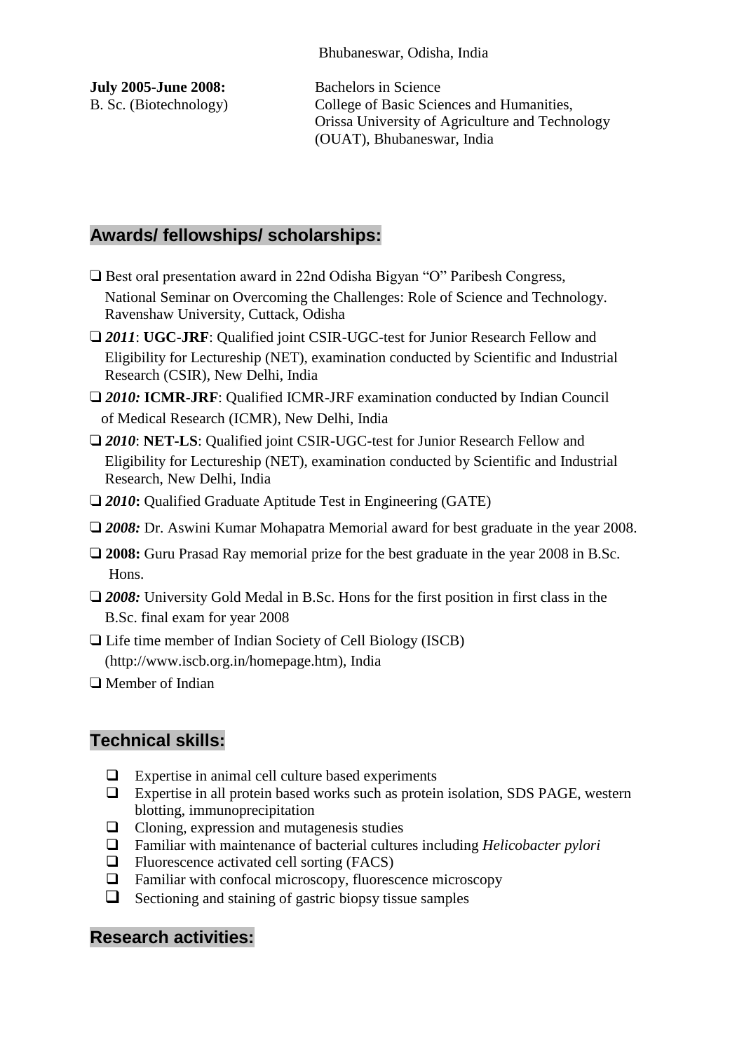Bhubaneswar, Odisha, India

**July 2005-June 2008:**  
B. Sc. (Biotechnology)

Bachelors in Science  
College of Basic Sciences and Humanities,  
Orissa University of Agriculture and Technology (OUAT), Bhubaneswar, India

## Awards/ fellowships/ scholarships:

- ❑ Best oral presentation award in 22nd Odisha Bigyan "O" Paribesh Congress, National Seminar on Overcoming the Challenges: Role of Science and Technology. Ravenshaw University, Cuttack, Odisha
- ❑ ***2011***: **UGC-JRF**: Qualified joint CSIR-UGC-test for Junior Research Fellow and Eligibility for Lectureship (NET), examination conducted by Scientific and Industrial Research (CSIR), New Delhi, India
- ❑ ***2010:*** **ICMR-JRF**: Qualified ICMR-JRF examination conducted by Indian Council of Medical Research (ICMR), New Delhi, India
- ❑ ***2010***: **NET-LS**: Qualified joint CSIR-UGC-test for Junior Research Fellow and Eligibility for Lectureship (NET), examination conducted by Scientific and Industrial Research, New Delhi, India
- ❑ ***2010*:** Qualified Graduate Aptitude Test in Engineering (GATE)
- ❑ ***2008:*** Dr. Aswini Kumar Mohapatra Memorial award for best graduate in the year 2008.
- ❑ **2008:** Guru Prasad Ray memorial prize for the best graduate in the year 2008 in B.Sc. Hons.
- ❑ ***2008:*** University Gold Medal in B.Sc. Hons for the first position in first class in the B.Sc. final exam for year 2008
- ❑ Life time member of Indian Society of Cell Biology (ISCB) (http://www.iscb.org.in/homepage.htm), India
- ❑ Member of Indian

## Technical skills:

- ❑ Expertise in animal cell culture based experiments
- ❑ Expertise in all protein based works such as protein isolation, SDS PAGE, western blotting, immunoprecipitation
- ❑ Cloning, expression and mutagenesis studies
- ❑ Familiar with maintenance of bacterial cultures including *Helicobacter pylori*
- ❑ Fluorescence activated cell sorting (FACS)
- ❑ Familiar with confocal microscopy, fluorescence microscopy
- ❑ Sectioning and staining of gastric biopsy tissue samples

## Research activities: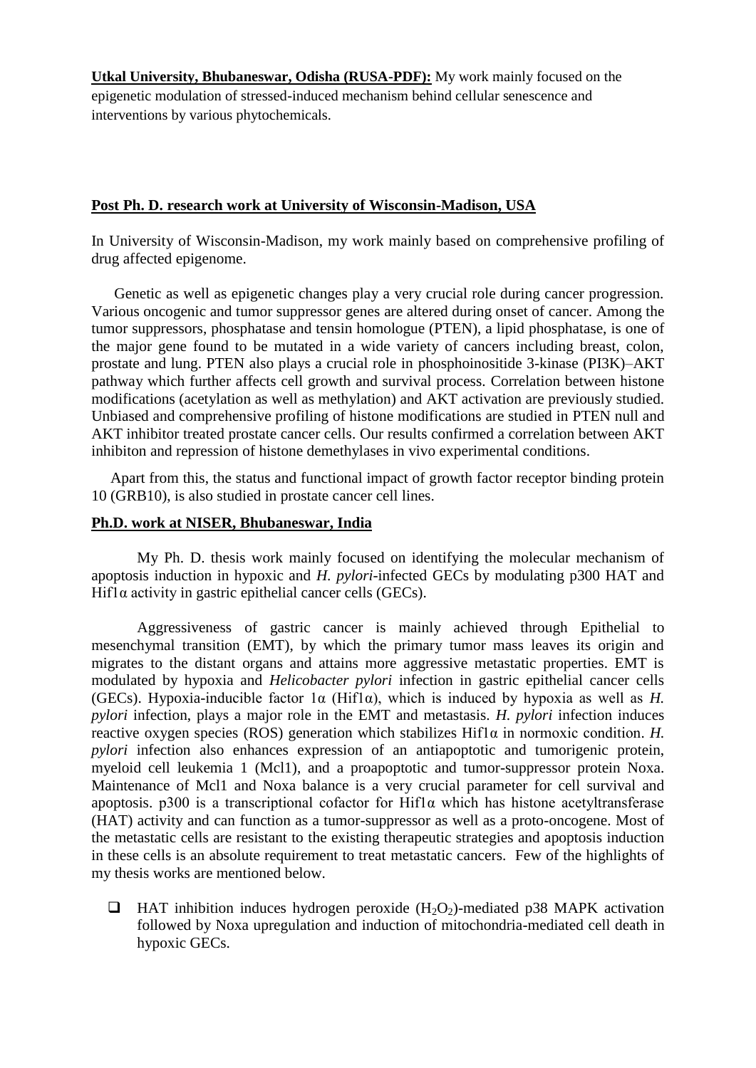**Utkal University, Bhubaneswar, Odisha (RUSA-PDF):** My work mainly focused on the epigenetic modulation of stressed-induced mechanism behind cellular senescence and interventions by various phytochemicals.

## Post Ph. D. research work at University of Wisconsin-Madison, USA

In University of Wisconsin-Madison, my work mainly based on comprehensive profiling of drug affected epigenome.

Genetic as well as epigenetic changes play a very crucial role during cancer progression. Various oncogenic and tumor suppressor genes are altered during onset of cancer. Among the tumor suppressors, phosphatase and tensin homologue (PTEN), a lipid phosphatase, is one of the major gene found to be mutated in a wide variety of cancers including breast, colon, prostate and lung. PTEN also plays a crucial role in phosphoinositide 3-kinase (PI3K)–AKT pathway which further affects cell growth and survival process. Correlation between histone modifications (acetylation as well as methylation) and AKT activation are previously studied. Unbiased and comprehensive profiling of histone modifications are studied in PTEN null and AKT inhibitor treated prostate cancer cells. Our results confirmed a correlation between AKT inhibiton and repression of histone demethylases in vivo experimental conditions.

Apart from this, the status and functional impact of growth factor receptor binding protein 10 (GRB10), is also studied in prostate cancer cell lines.

## Ph.D. work at NISER, Bhubaneswar, India

My Ph. D. thesis work mainly focused on identifying the molecular mechanism of apoptosis induction in hypoxic and *H. pylori*-infected GECs by modulating p300 HAT and Hif1α activity in gastric epithelial cancer cells (GECs).

Aggressiveness of gastric cancer is mainly achieved through Epithelial to mesenchymal transition (EMT), by which the primary tumor mass leaves its origin and migrates to the distant organs and attains more aggressive metastatic properties. EMT is modulated by hypoxia and *Helicobacter pylori* infection in gastric epithelial cancer cells (GECs). Hypoxia-inducible factor 1α (Hif1α), which is induced by hypoxia as well as *H. pylori* infection, plays a major role in the EMT and metastasis. *H. pylori* infection induces reactive oxygen species (ROS) generation which stabilizes Hif1α in normoxic condition. *H. pylori* infection also enhances expression of an antiapoptotic and tumorigenic protein, myeloid cell leukemia 1 (Mcl1), and a proapoptotic and tumor-suppressor protein Noxa. Maintenance of Mcl1 and Noxa balance is a very crucial parameter for cell survival and apoptosis. p300 is a transcriptional cofactor for Hif1α which has histone acetyltransferase (HAT) activity and can function as a tumor-suppressor as well as a proto-oncogene. Most of the metastatic cells are resistant to the existing therapeutic strategies and apoptosis induction in these cells is an absolute requirement to treat metastatic cancers. Few of the highlights of my thesis works are mentioned below.

- HAT inhibition induces hydrogen peroxide ($H_2O_2$)-mediated p38 MAPK activation followed by Noxa upregulation and induction of mitochondria-mediated cell death in hypoxic GECs.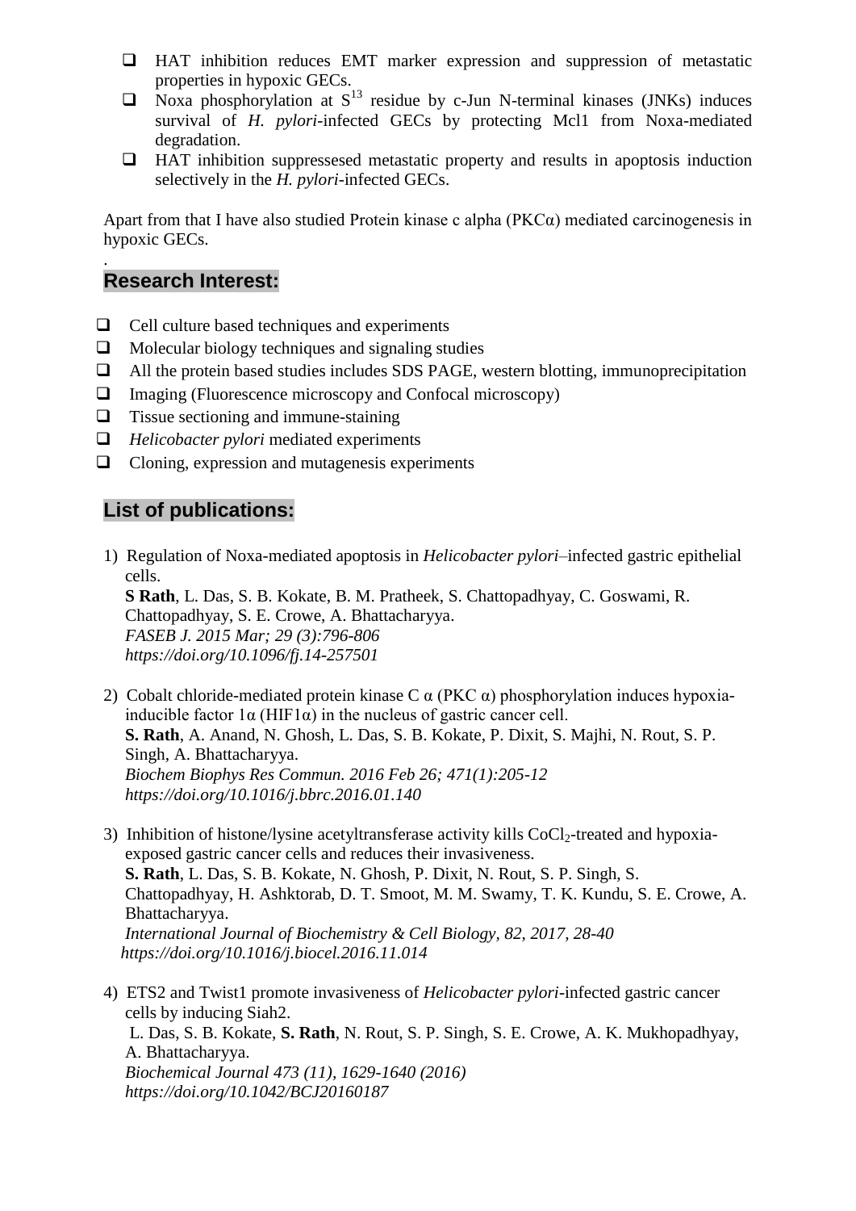- HAT inhibition reduces EMT marker expression and suppression of metastatic properties in hypoxic GECs.
- Noxa phosphorylation at $S^{13}$ residue by c-Jun N-terminal kinases (JNKs) induces survival of *H. pylori*-infected GECs by protecting Mcl1 from Noxa-mediated degradation.
- HAT inhibition suppressesed metastatic property and results in apoptosis induction selectively in the *H. pylori*-infected GECs.

Apart from that I have also studied Protein kinase c alpha (PKCα) mediated carcinogenesis in hypoxic GECs.

.

## Research Interest:

- Cell culture based techniques and experiments
- Molecular biology techniques and signaling studies
- All the protein based studies includes SDS PAGE, western blotting, immunoprecipitation
- Imaging (Fluorescence microscopy and Confocal microscopy)
- Tissue sectioning and immune-staining
- *Helicobacter pylori* mediated experiments
- Cloning, expression and mutagenesis experiments

## List of publications:

1) Regulation of Noxa-mediated apoptosis in *Helicobacter pylori*–infected gastric epithelial cells.
   **S Rath**, L. Das, S. B. Kokate, B. M. Pratheek, S. Chattopadhyay, C. Goswami, R. Chattopadhyay, S. E. Crowe, A. Bhattacharyya.
   *FASEB J. 2015 Mar; 29 (3):796-806*
   *https://doi.org/10.1096/fj.14-257501*

2) Cobalt chloride-mediated protein kinase C α (PKC α) phosphorylation induces hypoxia-inducible factor 1α (HIF1α) in the nucleus of gastric cancer cell.
   **S. Rath**, A. Anand, N. Ghosh, L. Das, S. B. Kokate, P. Dixit, S. Majhi, N. Rout, S. P. Singh, A. Bhattacharyya.
   *Biochem Biophys Res Commun. 2016 Feb 26; 471(1):205-12*
   *https://doi.org/10.1016/j.bbrc.2016.01.140*

3) Inhibition of histone/lysine acetyltransferase activity kills $CoCl_2$-treated and hypoxia-exposed gastric cancer cells and reduces their invasiveness.
   **S. Rath**, L. Das, S. B. Kokate, N. Ghosh, P. Dixit, N. Rout, S. P. Singh, S. Chattopadhyay, H. Ashktorab, D. T. Smoot, M. M. Swamy, T. K. Kundu, S. E. Crowe, A. Bhattacharyya.
   *International Journal of Biochemistry & Cell Biology, 82, 2017, 28-40*
   *https://doi.org/10.1016/j.biocel.2016.11.014*

4) ETS2 and Twist1 promote invasiveness of *Helicobacter pylori*-infected gastric cancer cells by inducing Siah2.
   L. Das, S. B. Kokate, **S. Rath**, N. Rout, S. P. Singh, S. E. Crowe, A. K. Mukhopadhyay, A. Bhattacharyya.
   *Biochemical Journal 473 (11), 1629-1640 (2016)*
   *https://doi.org/10.1042/BCJ20160187*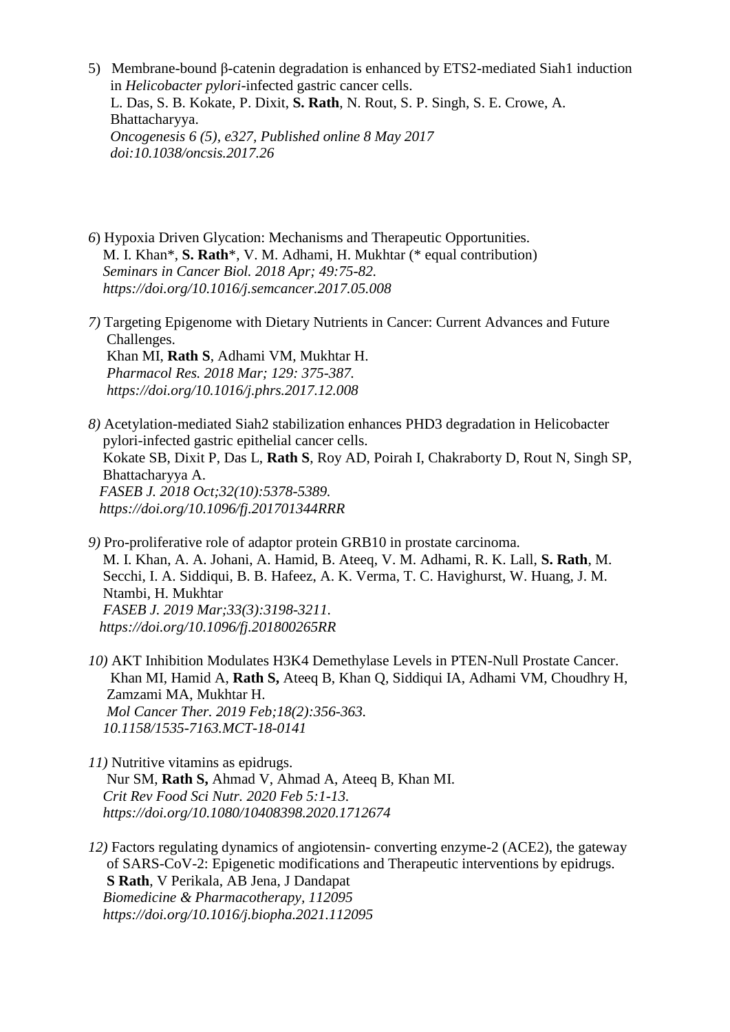5) Membrane-bound β-catenin degradation is enhanced by ETS2-mediated Siah1 induction in *Helicobacter pylori*-infected gastric cancer cells.
L. Das, S. B. Kokate, P. Dixit, **S. Rath**, N. Rout, S. P. Singh, S. E. Crowe, A. Bhattacharyya.
*Oncogenesis 6 (5), e327, Published online 8 May 2017*
*doi:10.1038/oncsis.2017.26*

*6*) Hypoxia Driven Glycation: Mechanisms and Therapeutic Opportunities.
M. I. Khan*, **S. Rath***, V. M. Adhami, H. Mukhtar (* equal contribution)
*Seminars in Cancer Biol. 2018 Apr; 49:75-82.*
*https://doi.org/10.1016/j.semcancer.2017.05.008*

*7)* Targeting Epigenome with Dietary Nutrients in Cancer: Current Advances and Future Challenges.
Khan MI, **Rath S**, Adhami VM, Mukhtar H.
*Pharmacol Res. 2018 Mar; 129: 375-387.*
*https://doi.org/10.1016/j.phrs.2017.12.008*

*8)* Acetylation-mediated Siah2 stabilization enhances PHD3 degradation in Helicobacter pylori-infected gastric epithelial cancer cells.
Kokate SB, Dixit P, Das L, **Rath S**, Roy AD, Poirah I, Chakraborty D, Rout N, Singh SP, Bhattacharyya A.
*FASEB J. 2018 Oct;32(10):5378-5389.*
*https://doi.org/10.1096/fj.201701344RRR*

*9)* Pro-proliferative role of adaptor protein GRB10 in prostate carcinoma.
M. I. Khan, A. A. Johani, A. Hamid, B. Ateeq, V. M. Adhami, R. K. Lall, **S. Rath**, M. Secchi, I. A. Siddiqui, B. B. Hafeez, A. K. Verma, T. C. Havighurst, W. Huang, J. M. Ntambi, H. Mukhtar
*FASEB J. 2019 Mar;33(3):3198-3211.*
*https://doi.org/10.1096/fj.201800265RR*

*10)* AKT Inhibition Modulates H3K4 Demethylase Levels in PTEN-Null Prostate Cancer.
Khan MI, Hamid A, **Rath S,** Ateeq B, Khan Q, Siddiqui IA, Adhami VM, Choudhry H, Zamzami MA, Mukhtar H.
*Mol Cancer Ther. 2019 Feb;18(2):356-363.*
*10.1158/1535-7163.MCT-18-0141*

*11)* Nutritive vitamins as epidrugs.
Nur SM, **Rath S,** Ahmad V, Ahmad A, Ateeq B, Khan MI.
*Crit Rev Food Sci Nutr. 2020 Feb 5:1-13.*
*https://doi.org/10.1080/10408398.2020.1712674*

*12)* Factors regulating dynamics of angiotensin- converting enzyme-2 (ACE2), the gateway of SARS-CoV-2: Epigenetic modifications and Therapeutic interventions by epidrugs.
**S Rath**, V Perikala, AB Jena, J Dandapat
*Biomedicine & Pharmacotherapy, 112095*
*https://doi.org/10.1016/j.biopha.2021.112095*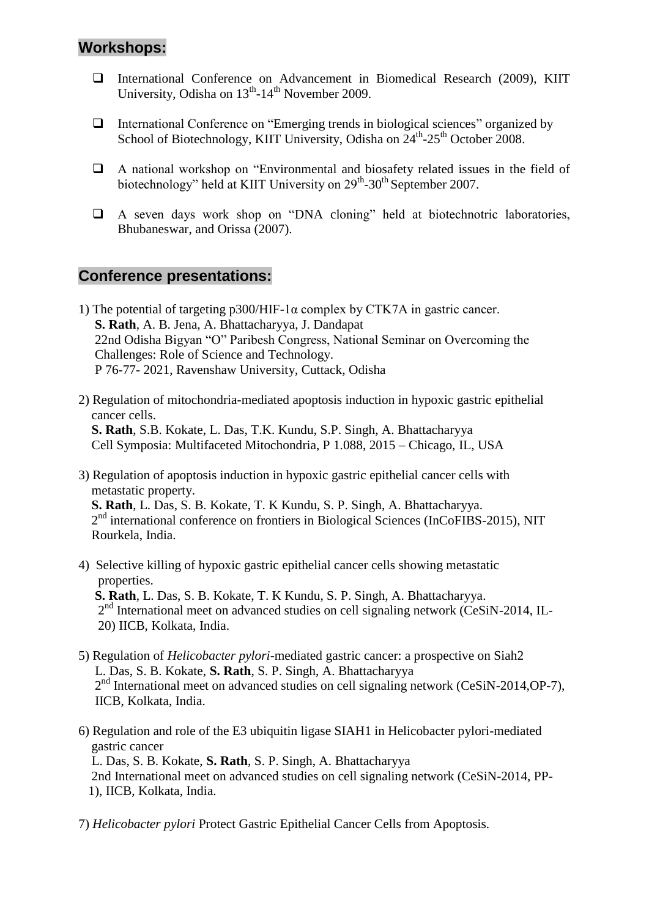## Workshops:

- International Conference on Advancement in Biomedical Research (2009), KIIT University, Odisha on 13th-14th November 2009.
- International Conference on "Emerging trends in biological sciences" organized by School of Biotechnology, KIIT University, Odisha on 24th-25th October 2008.
- A national workshop on "Environmental and biosafety related issues in the field of biotechnology" held at KIIT University on 29th-30th September 2007.
- A seven days work shop on "DNA cloning" held at biotechnotric laboratories, Bhubaneswar, and Orissa (2007).

## Conference presentations:

1) The potential of targeting p300/HIF-1α complex by CTK7A in gastric cancer.
   **S. Rath**, A. B. Jena, A. Bhattacharyya, J. Dandapat
   22nd Odisha Bigyan "O" Paribesh Congress, National Seminar on Overcoming the Challenges: Role of Science and Technology.
   P 76-77- 2021, Ravenshaw University, Cuttack, Odisha

2) Regulation of mitochondria-mediated apoptosis induction in hypoxic gastric epithelial cancer cells.
   **S. Rath**, S.B. Kokate, L. Das, T.K. Kundu, S.P. Singh, A. Bhattacharyya
   Cell Symposia: Multifaceted Mitochondria, P 1.088, 2015 – Chicago, IL, USA

3) Regulation of apoptosis induction in hypoxic gastric epithelial cancer cells with metastatic property.
   **S. Rath**, L. Das, S. B. Kokate, T. K Kundu, S. P. Singh, A. Bhattacharyya.
   2nd international conference on frontiers in Biological Sciences (InCoFIBS-2015), NIT Rourkela, India.

4) Selective killing of hypoxic gastric epithelial cancer cells showing metastatic properties.
   **S. Rath**, L. Das, S. B. Kokate, T. K Kundu, S. P. Singh, A. Bhattacharyya.
   2nd International meet on advanced studies on cell signaling network (CeSiN-2014, IL-20) IICB, Kolkata, India.

5) Regulation of *Helicobacter pylori*-mediated gastric cancer: a prospective on Siah2
   L. Das, S. B. Kokate, **S. Rath**, S. P. Singh, A. Bhattacharyya
   2nd International meet on advanced studies on cell signaling network (CeSiN-2014,OP-7), IICB, Kolkata, India.

6) Regulation and role of the E3 ubiquitin ligase SIAH1 in Helicobacter pylori-mediated gastric cancer
   L. Das, S. B. Kokate, **S. Rath**, S. P. Singh, A. Bhattacharyya
   2nd International meet on advanced studies on cell signaling network (CeSiN-2014, PP-1), IICB, Kolkata, India.

7) *Helicobacter pylori* Protect Gastric Epithelial Cancer Cells from Apoptosis.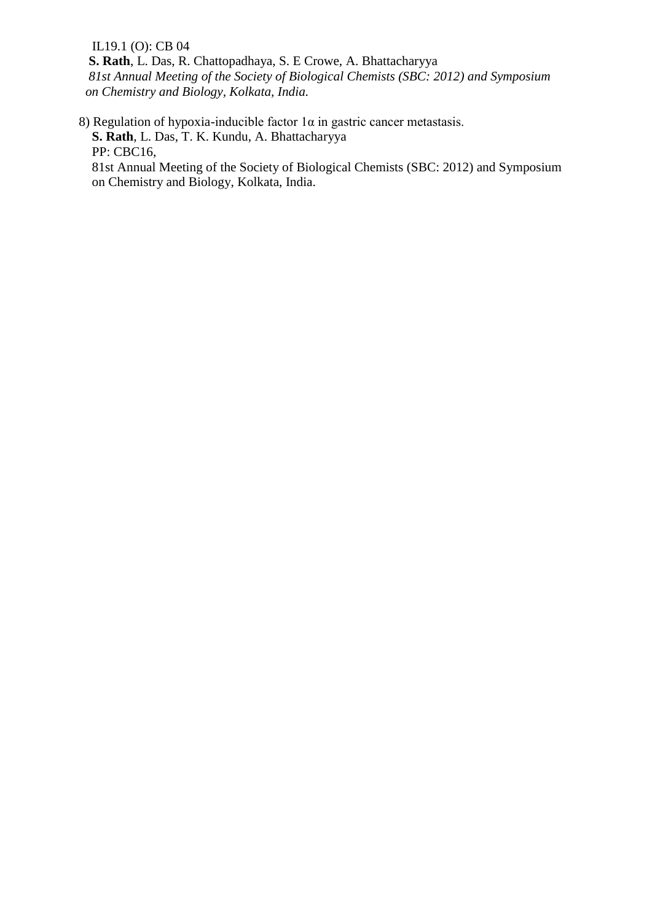IL19.1 (O): CB 04
**S. Rath**, L. Das, R. Chattopadhaya, S. E Crowe, A. Bhattacharyya
*81st Annual Meeting of the Society of Biological Chemists (SBC: 2012) and Symposium on Chemistry and Biology, Kolkata, India.*

8) Regulation of hypoxia-inducible factor 1α in gastric cancer metastasis.
**S. Rath**, L. Das, T. K. Kundu, A. Bhattacharyya
PP: CBC16,
81st Annual Meeting of the Society of Biological Chemists (SBC: 2012) and Symposium on Chemistry and Biology, Kolkata, India.